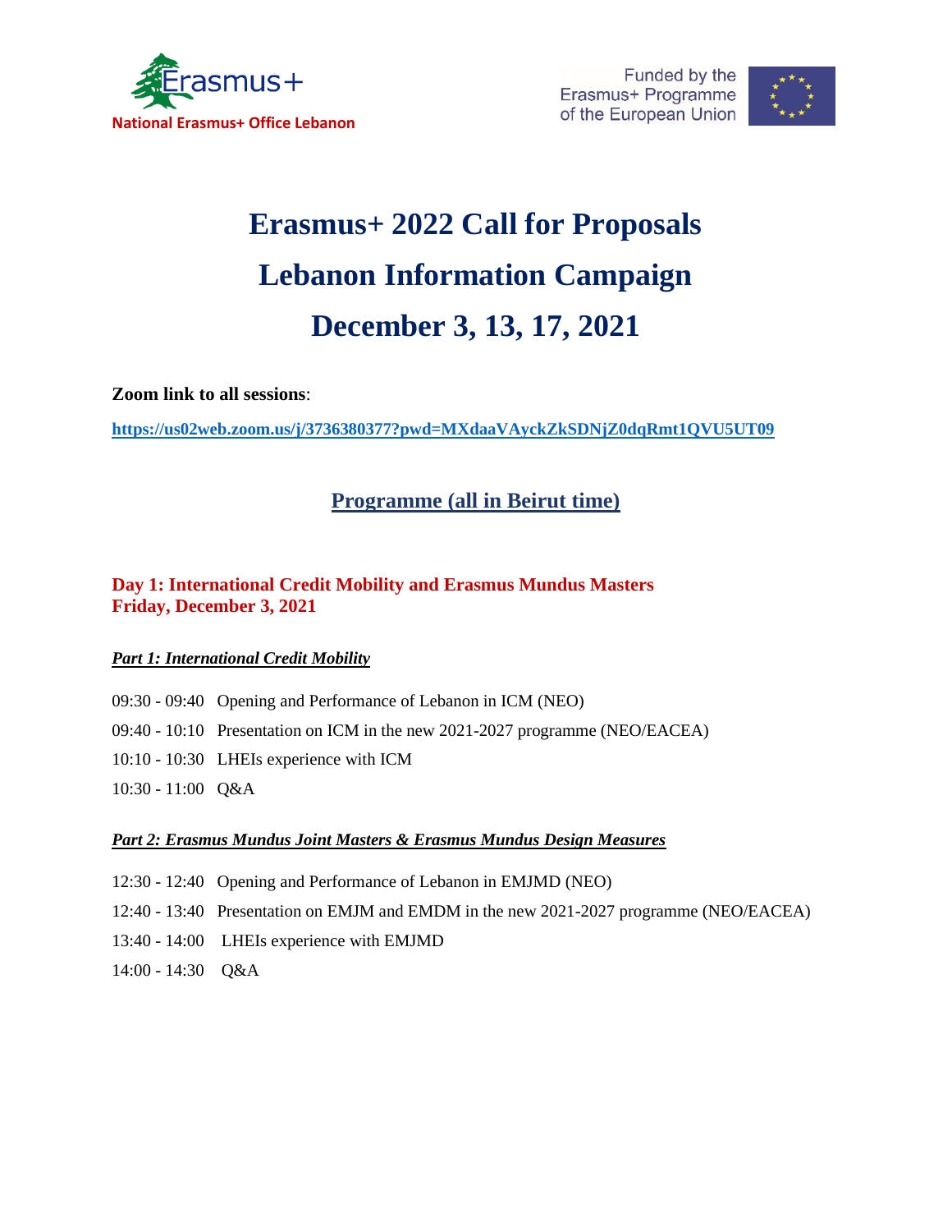Erasmus+

**National Erasmus+ Office Lebanon**

Funded by the Erasmus+ Programme of the European Union

# Erasmus+ 2022 Call for Proposals
# Lebanon Information Campaign
# December 3, 13, 17, 2021

**Zoom link to all sessions**:

**https://us02web.zoom.us/j/3736380377?pwd=MXdaaVAyckZkSDNjZ0dqRmt1QVU5UT09**

## Programme (all in Beirut time)

### Day 1: International Credit Mobility and Erasmus Mundus Masters
### Friday, December 3, 2021

***Part 1: International Credit Mobility***

09:30 - 09:40 Opening and Performance of Lebanon in ICM (NEO)

09:40 - 10:10 Presentation on ICM in the new 2021-2027 programme (NEO/EACEA)

10:10 - 10:30 LHEIs experience with ICM

10:30 - 11:00 Q&A

***Part 2: Erasmus Mundus Joint Masters & Erasmus Mundus Design Measures***

12:30 - 12:40 Opening and Performance of Lebanon in EMJMD (NEO)

12:40 - 13:40 Presentation on EMJM and EMDM in the new 2021-2027 programme (NEO/EACEA)

13:40 - 14:00 LHEIs experience with EMJMD

14:00 - 14:30 Q&A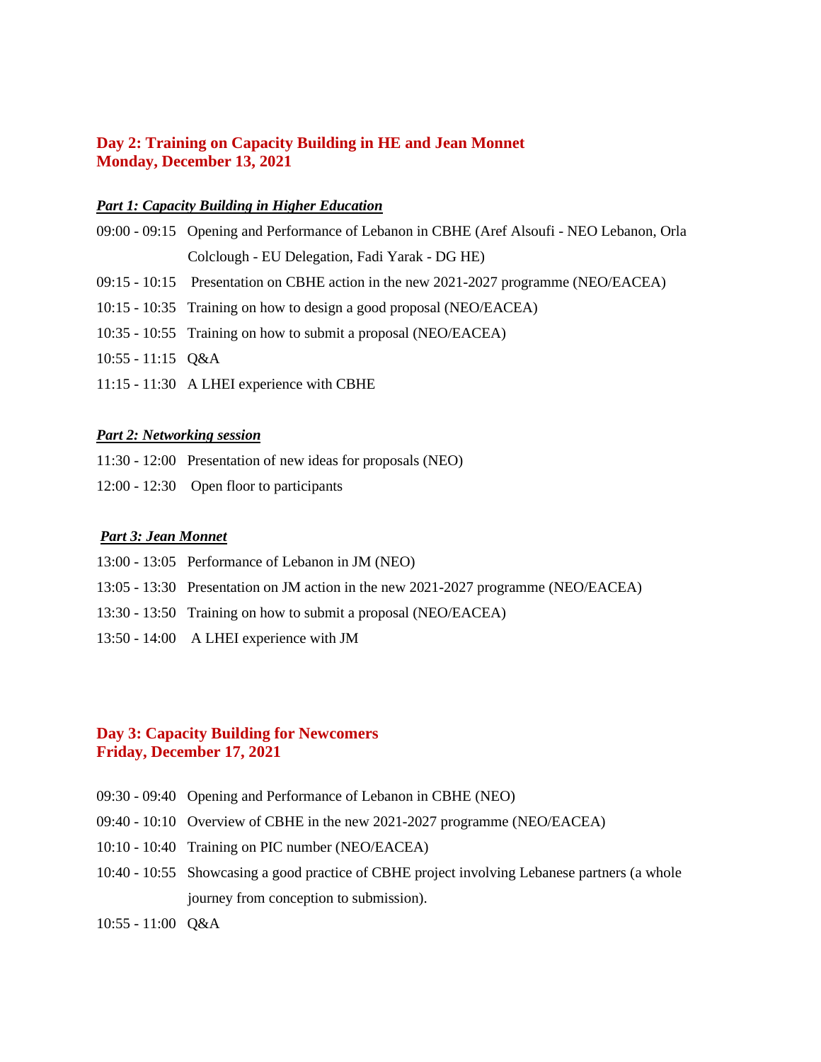## Day 2: Training on Capacity Building in HE and Jean Monnet
## Monday, December 13, 2021

***Part 1: Capacity Building in Higher Education***

09:00 - 09:15 Opening and Performance of Lebanon in CBHE (Aref Alsoufi - NEO Lebanon, Orla Colclough - EU Delegation, Fadi Yarak - DG HE)

09:15 - 10:15 Presentation on CBHE action in the new 2021-2027 programme (NEO/EACEA)

10:15 - 10:35 Training on how to design a good proposal (NEO/EACEA)

10:35 - 10:55 Training on how to submit a proposal (NEO/EACEA)

10:55 - 11:15 Q&A

11:15 - 11:30 A LHEI experience with CBHE

***Part 2: Networking session***

11:30 - 12:00 Presentation of new ideas for proposals (NEO)

12:00 - 12:30 Open floor to participants

***Part 3: Jean Monnet***

13:00 - 13:05 Performance of Lebanon in JM (NEO)

13:05 - 13:30 Presentation on JM action in the new 2021-2027 programme (NEO/EACEA)

13:30 - 13:50 Training on how to submit a proposal (NEO/EACEA)

13:50 - 14:00 A LHEI experience with JM

## Day 3: Capacity Building for Newcomers
## Friday, December 17, 2021

09:30 - 09:40 Opening and Performance of Lebanon in CBHE (NEO)

09:40 - 10:10 Overview of CBHE in the new 2021-2027 programme (NEO/EACEA)

10:10 - 10:40 Training on PIC number (NEO/EACEA)

10:40 - 10:55 Showcasing a good practice of CBHE project involving Lebanese partners (a whole journey from conception to submission).

10:55 - 11:00 Q&A